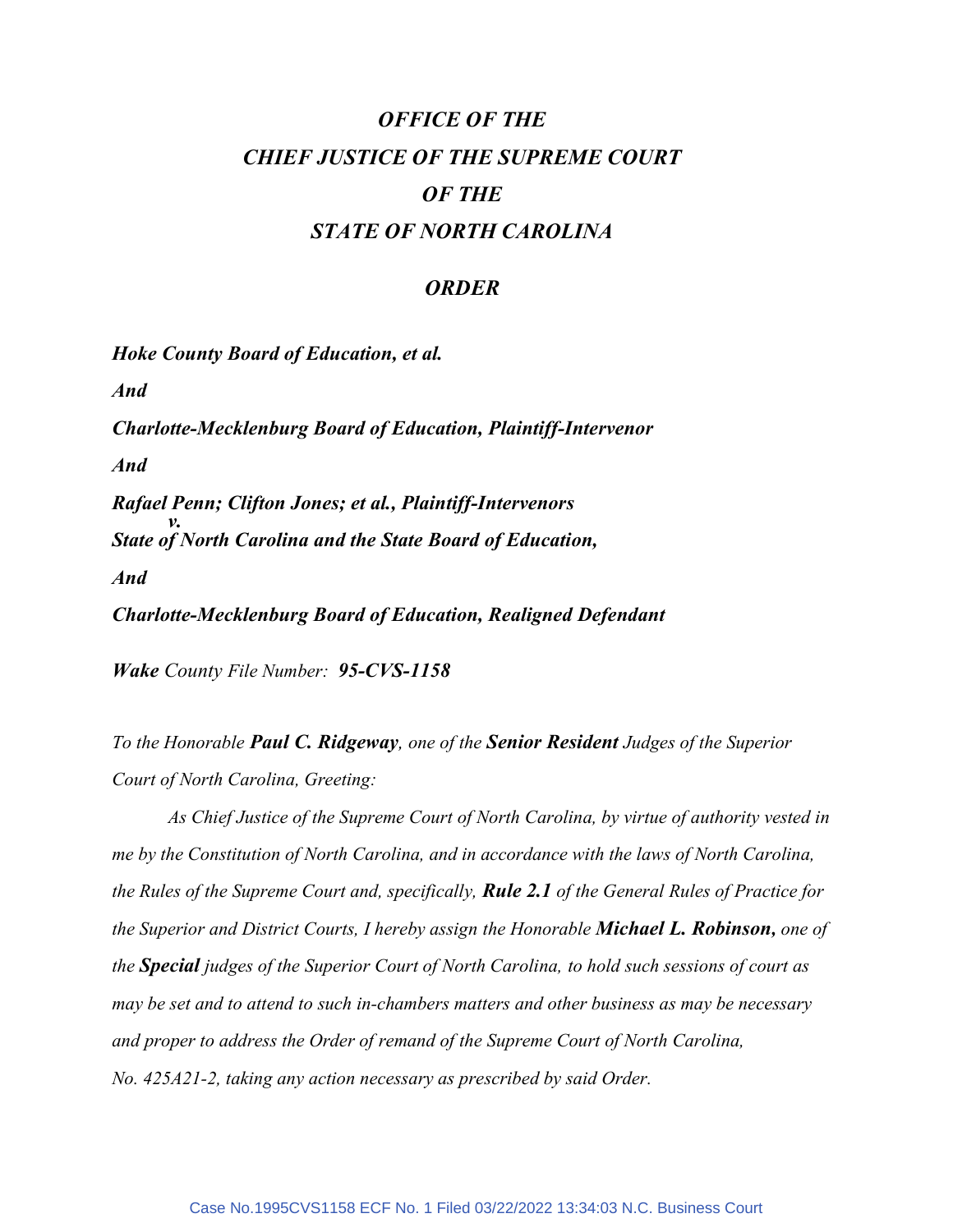# *OFFICE OF THE*
# *CHIEF JUSTICE OF THE SUPREME COURT*
# *OF THE*
# *STATE OF NORTH CAROLINA*

## *ORDER*

***Hoke County Board of Education, et al.***

***And***

***Charlotte-Mecklenburg Board of Education, Plaintiff-Intervenor***

***And***

***Rafael Penn; Clifton Jones; et al., Plaintiff-Intervenors***
***v.***
***State of North Carolina and the State Board of Education,***

***And***

***Charlotte-Mecklenburg Board of Education, Realigned Defendant***

***Wake*** *County File Number:* ***95-CVS-1158***

*To the Honorable* ***Paul C. Ridgeway****, one of the* ***Senior Resident*** *Judges of the Superior Court of North Carolina, Greeting:*

*As Chief Justice of the Supreme Court of North Carolina, by virtue of authority vested in me by the Constitution of North Carolina, and in accordance with the laws of North Carolina, the Rules of the Supreme Court and, specifically,* ***Rule 2.1*** *of the General Rules of Practice for the Superior and District Courts, I hereby assign the Honorable* ***Michael L. Robinson,*** *one of the* ***Special*** *judges of the Superior Court of North Carolina, to hold such sessions of court as may be set and to attend to such in-chambers matters and other business as may be necessary and proper to address the Order of remand of the Supreme Court of North Carolina, No. 425A21-2, taking any action necessary as prescribed by said Order.*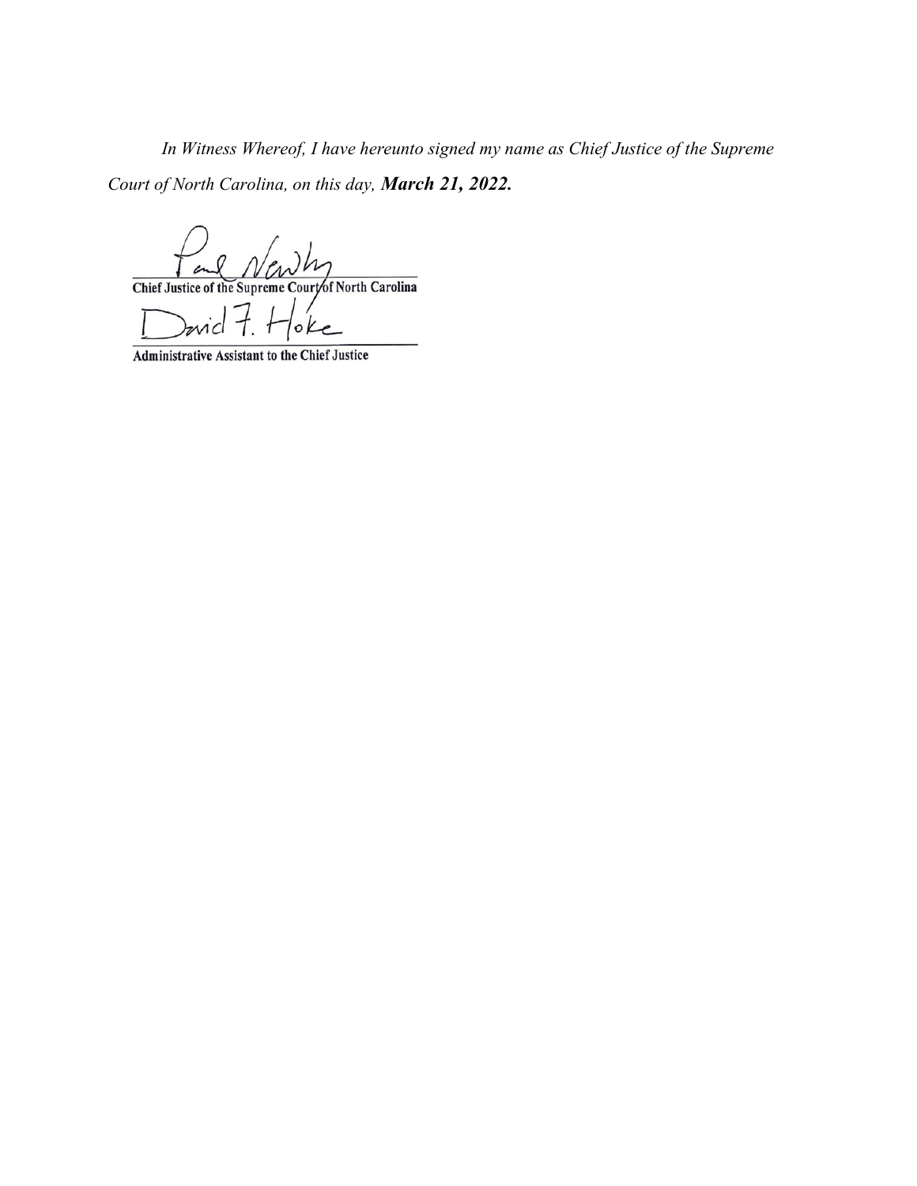*In Witness Whereof, I have hereunto signed my name as Chief Justice of the Supreme Court of North Carolina, on this day, **March 21, 2022.***

Paul Newby

**Chief Justice of the Supreme Court of North Carolina**

David F. Hoke

**Administrative Assistant to the Chief Justice**